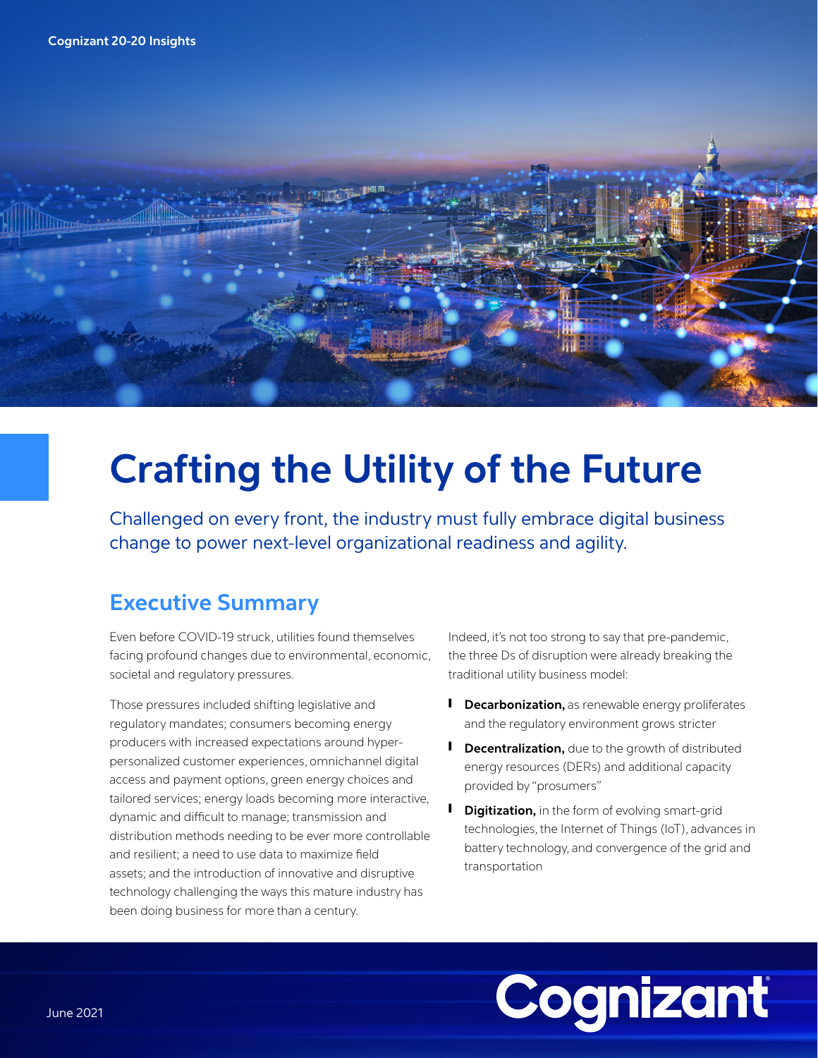Cognizant 20-20 Insights

# Crafting the Utility of the Future

Challenged on every front, the industry must fully embrace digital business change to power next-level organizational readiness and agility.

## Executive Summary

Even before COVID-19 struck, utilities found themselves facing profound changes due to environmental, economic, societal and regulatory pressures.

Those pressures included shifting legislative and regulatory mandates; consumers becoming energy producers with increased expectations around hyper-personalized customer experiences, omnichannel digital access and payment options, green energy choices and tailored services; energy loads becoming more interactive, dynamic and difficult to manage; transmission and distribution methods needing to be ever more controllable and resilient; a need to use data to maximize field assets; and the introduction of innovative and disruptive technology challenging the ways this mature industry has been doing business for more than a century.

Indeed, it's not too strong to say that pre-pandemic, the three Ds of disruption were already breaking the traditional utility business model:

- **Decarbonization,** as renewable energy proliferates and the regulatory environment grows stricter
- **Decentralization,** due to the growth of distributed energy resources (DERs) and additional capacity provided by "prosumers"
- **Digitization,** in the form of evolving smart-grid technologies, the Internet of Things (IoT), advances in battery technology, and convergence of the grid and transportation

June 2021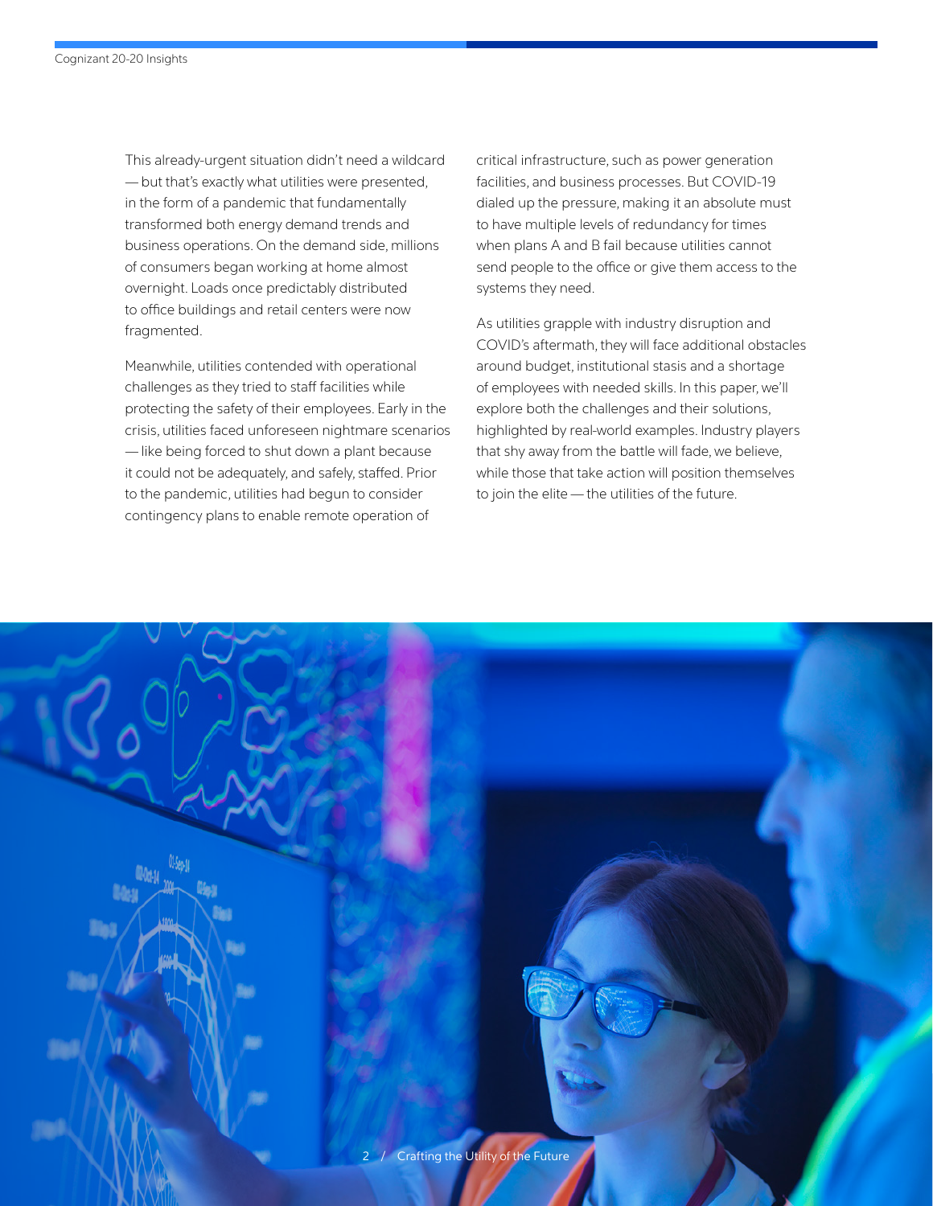This already-urgent situation didn't need a wildcard — but that's exactly what utilities were presented, in the form of a pandemic that fundamentally transformed both energy demand trends and business operations. On the demand side, millions of consumers began working at home almost overnight. Loads once predictably distributed to office buildings and retail centers were now fragmented.

Meanwhile, utilities contended with operational challenges as they tried to staff facilities while protecting the safety of their employees. Early in the crisis, utilities faced unforeseen nightmare scenarios — like being forced to shut down a plant because it could not be adequately, and safely, staffed. Prior to the pandemic, utilities had begun to consider contingency plans to enable remote operation of critical infrastructure, such as power generation facilities, and business processes. But COVID-19 dialed up the pressure, making it an absolute must to have multiple levels of redundancy for times when plans A and B fail because utilities cannot send people to the office or give them access to the systems they need.

As utilities grapple with industry disruption and COVID's aftermath, they will face additional obstacles around budget, institutional stasis and a shortage of employees with needed skills. In this paper, we'll explore both the challenges and their solutions, highlighted by real-world examples. Industry players that shy away from the battle will fade, we believe, while those that take action will position themselves to join the elite — the utilities of the future.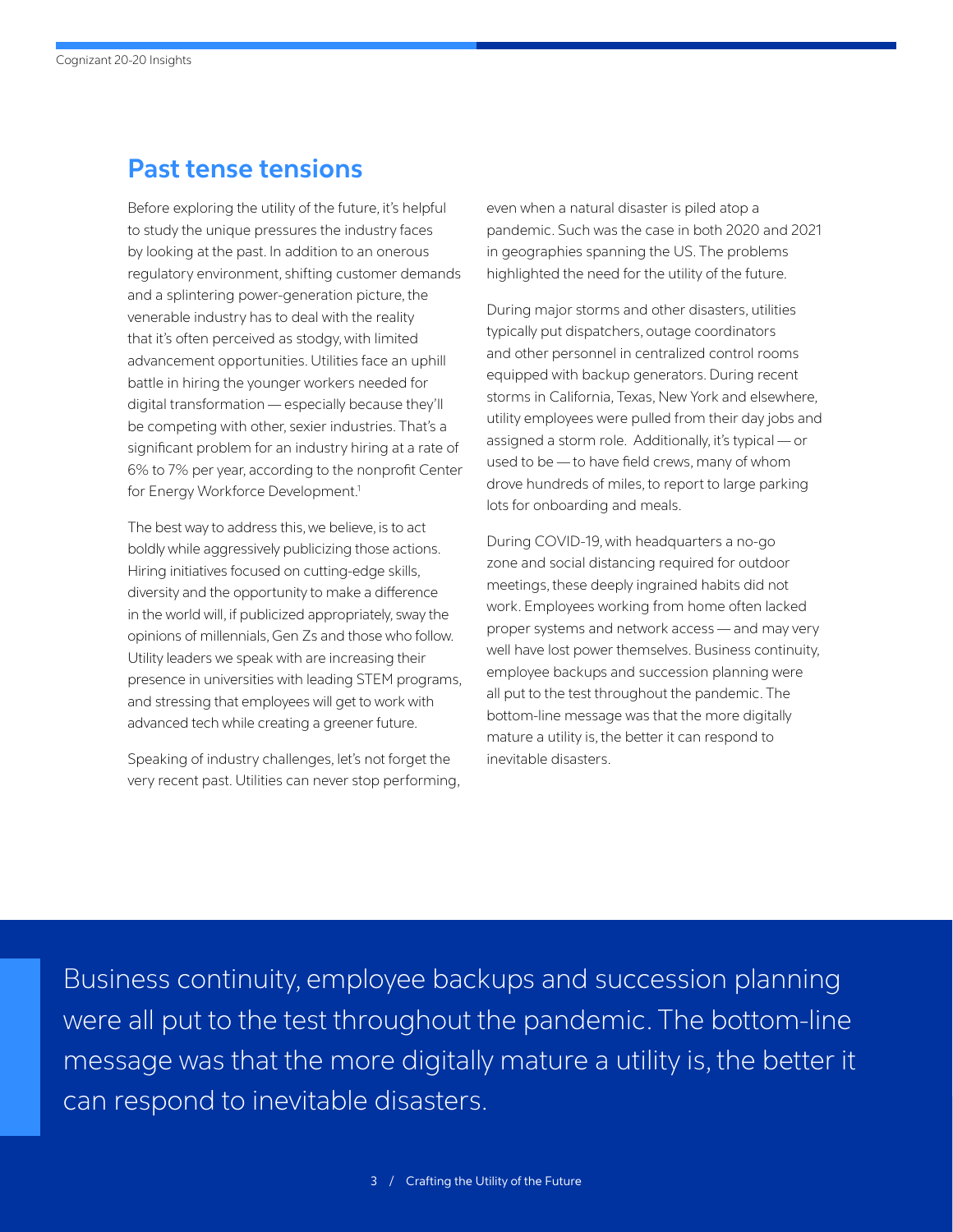## Past tense tensions

Before exploring the utility of the future, it's helpful to study the unique pressures the industry faces by looking at the past. In addition to an onerous regulatory environment, shifting customer demands and a splintering power-generation picture, the venerable industry has to deal with the reality that it's often perceived as stodgy, with limited advancement opportunities. Utilities face an uphill battle in hiring the younger workers needed for digital transformation — especially because they'll be competing with other, sexier industries. That's a significant problem for an industry hiring at a rate of 6% to 7% per year, according to the nonprofit Center for Energy Workforce Development.[1]

The best way to address this, we believe, is to act boldly while aggressively publicizing those actions. Hiring initiatives focused on cutting-edge skills, diversity and the opportunity to make a difference in the world will, if publicized appropriately, sway the opinions of millennials, Gen Zs and those who follow. Utility leaders we speak with are increasing their presence in universities with leading STEM programs, and stressing that employees will get to work with advanced tech while creating a greener future.

Speaking of industry challenges, let's not forget the very recent past. Utilities can never stop performing, even when a natural disaster is piled atop a pandemic. Such was the case in both 2020 and 2021 in geographies spanning the US. The problems highlighted the need for the utility of the future.

During major storms and other disasters, utilities typically put dispatchers, outage coordinators and other personnel in centralized control rooms equipped with backup generators. During recent storms in California, Texas, New York and elsewhere, utility employees were pulled from their day jobs and assigned a storm role. Additionally, it's typical — or used to be — to have field crews, many of whom drove hundreds of miles, to report to large parking lots for onboarding and meals.

During COVID-19, with headquarters a no-go zone and social distancing required for outdoor meetings, these deeply ingrained habits did not work. Employees working from home often lacked proper systems and network access — and may very well have lost power themselves. Business continuity, employee backups and succession planning were all put to the test throughout the pandemic. The bottom-line message was that the more digitally mature a utility is, the better it can respond to inevitable disasters.

> Business continuity, employee backups and succession planning were all put to the test throughout the pandemic. The bottom-line message was that the more digitally mature a utility is, the better it can respond to inevitable disasters.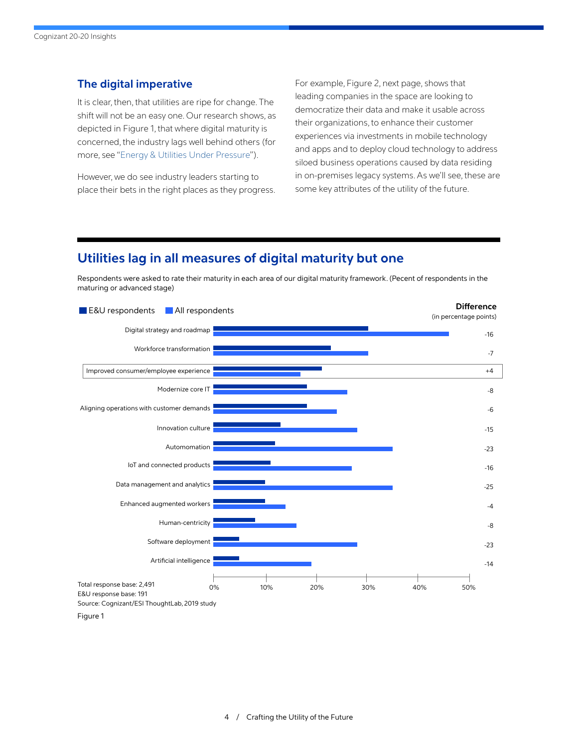## The digital imperative

It is clear, then, that utilities are ripe for change. The shift will not be an easy one. Our research shows, as depicted in Figure 1, that where digital maturity is concerned, the industry lags well behind others (for more, see "Energy & Utilities Under Pressure").

However, we do see industry leaders starting to place their bets in the right places as they progress. For example, Figure 2, next page, shows that leading companies in the space are looking to democratize their data and make it usable across their organizations, to enhance their customer experiences via investments in mobile technology and apps and to deploy cloud technology to address siloed business operations caused by data residing in on-premises legacy systems. As we'll see, these are some key attributes of the utility of the future.

## Utilities lag in all measures of digital maturity but one

Respondents were asked to rate their maturity in each area of our digital maturity framework. (Pecent of respondents in the maturing or advanced stage)

| Area | Difference (in percentage points) |
|---|---|
| Digital strategy and roadmap | -16 |
| Workforce transformation | -7 |
| Improved consumer/employee experience | +4 |
| Modernize core IT | -8 |
| Aligning operations with customer demands | -6 |
| Innovation culture | -15 |
| Automomation | -23 |
| IoT and connected products | -16 |
| Data management and analytics | -25 |
| Enhanced augmented workers | -4 |
| Human-centricity | -8 |
| Software deployment | -23 |
| Artificial intelligence | -14 |

Legend: E&U respondents; All respondents

Total response base: 2,491
E&U response base: 191
Source: Cognizant/ESI ThoughtLab, 2019 study

Figure 1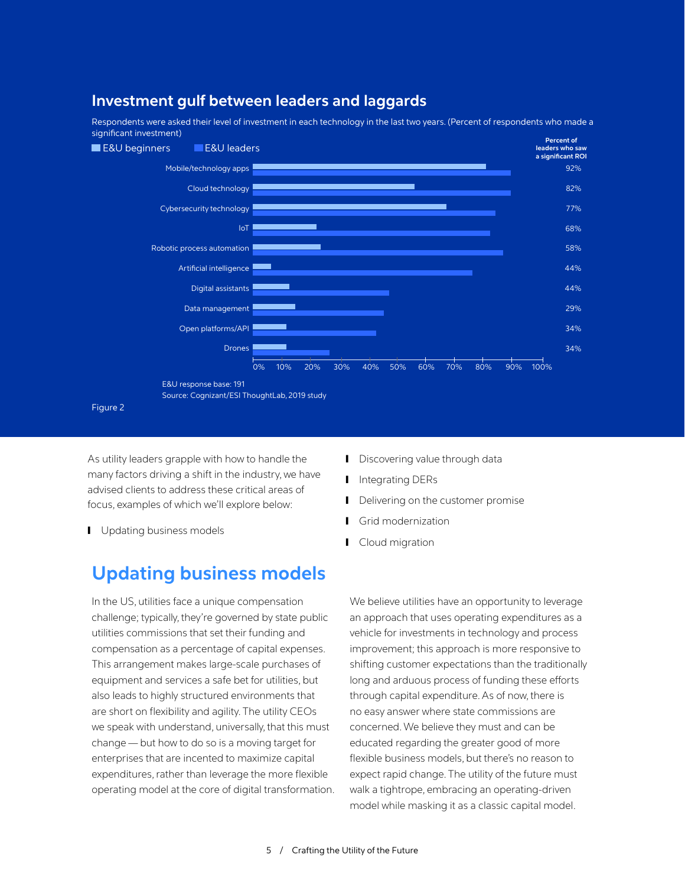## Investment gulf between leaders and laggards

Respondents were asked their level of investment in each technology in the last two years. (Percent of respondents who made a significant investment)

E&U beginners   E&U leaders

| Technology | Percent of leaders who saw a significant ROI |
|---|---|
| Mobile/technology apps | 92% |
| Cloud technology | 82% |
| Cybersecurity technology | 77% |
| IoT | 68% |
| Robotic process automation | 58% |
| Artificial intelligence | 44% |
| Digital assistants | 44% |
| Data management | 29% |
| Open platforms/API | 34% |
| Drones | 34% |

E&U response base: 191
Source: Cognizant/ESI ThoughtLab, 2019 study

Figure 2

As utility leaders grapple with how to handle the many factors driving a shift in the industry, we have advised clients to address these critical areas of focus, examples of which we'll explore below:

- Updating business models
- Discovering value through data
- Integrating DERs
- Delivering on the customer promise
- Grid modernization
- Cloud migration

## Updating business models

In the US, utilities face a unique compensation challenge; typically, they're governed by state public utilities commissions that set their funding and compensation as a percentage of capital expenses. This arrangement makes large-scale purchases of equipment and services a safe bet for utilities, but also leads to highly structured environments that are short on flexibility and agility. The utility CEOs we speak with understand, universally, that this must change — but how to do so is a moving target for enterprises that are incented to maximize capital expenditures, rather than leverage the more flexible operating model at the core of digital transformation.

We believe utilities have an opportunity to leverage an approach that uses operating expenditures as a vehicle for investments in technology and process improvement; this approach is more responsive to shifting customer expectations than the traditionally long and arduous process of funding these efforts through capital expenditure. As of now, there is no easy answer where state commissions are concerned. We believe they must and can be educated regarding the greater good of more flexible business models, but there's no reason to expect rapid change. The utility of the future must walk a tightrope, embracing an operating-driven model while masking it as a classic capital model.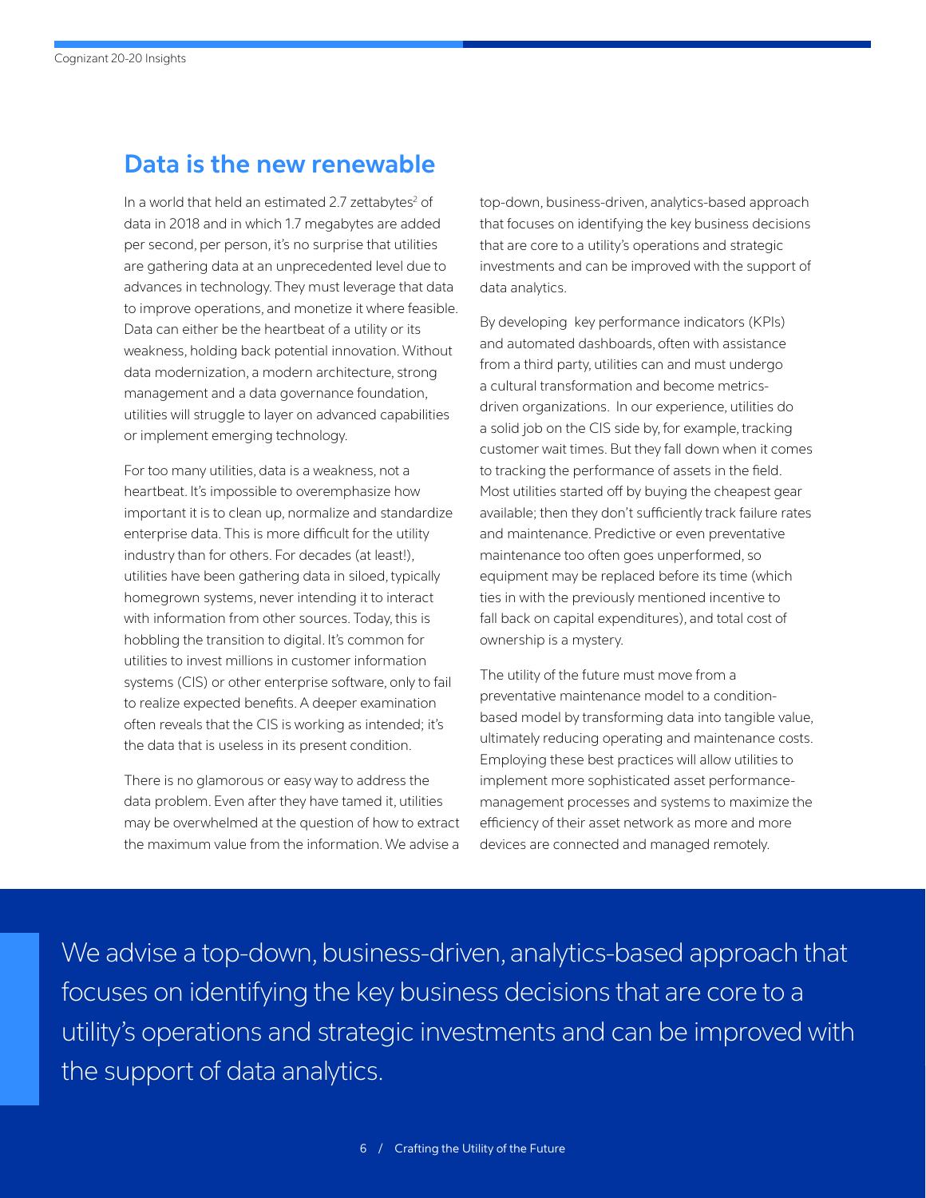## Data is the new renewable

In a world that held an estimated 2.7 zettabytes[2] of data in 2018 and in which 1.7 megabytes are added per second, per person, it's no surprise that utilities are gathering data at an unprecedented level due to advances in technology. They must leverage that data to improve operations, and monetize it where feasible. Data can either be the heartbeat of a utility or its weakness, holding back potential innovation. Without data modernization, a modern architecture, strong management and a data governance foundation, utilities will struggle to layer on advanced capabilities or implement emerging technology.

For too many utilities, data is a weakness, not a heartbeat. It's impossible to overemphasize how important it is to clean up, normalize and standardize enterprise data. This is more difficult for the utility industry than for others. For decades (at least!), utilities have been gathering data in siloed, typically homegrown systems, never intending it to interact with information from other sources. Today, this is hobbling the transition to digital. It's common for utilities to invest millions in customer information systems (CIS) or other enterprise software, only to fail to realize expected benefits. A deeper examination often reveals that the CIS is working as intended; it's the data that is useless in its present condition.

There is no glamorous or easy way to address the data problem. Even after they have tamed it, utilities may be overwhelmed at the question of how to extract the maximum value from the information. We advise a top-down, business-driven, analytics-based approach that focuses on identifying the key business decisions that are core to a utility's operations and strategic investments and can be improved with the support of data analytics.

By developing key performance indicators (KPIs) and automated dashboards, often with assistance from a third party, utilities can and must undergo a cultural transformation and become metrics-driven organizations. In our experience, utilities do a solid job on the CIS side by, for example, tracking customer wait times. But they fall down when it comes to tracking the performance of assets in the field. Most utilities started off by buying the cheapest gear available; then they don't sufficiently track failure rates and maintenance. Predictive or even preventative maintenance too often goes unperformed, so equipment may be replaced before its time (which ties in with the previously mentioned incentive to fall back on capital expenditures), and total cost of ownership is a mystery.

The utility of the future must move from a preventative maintenance model to a condition-based model by transforming data into tangible value, ultimately reducing operating and maintenance costs. Employing these best practices will allow utilities to implement more sophisticated asset performance-management processes and systems to maximize the efficiency of their asset network as more and more devices are connected and managed remotely.

> We advise a top-down, business-driven, analytics-based approach that focuses on identifying the key business decisions that are core to a utility's operations and strategic investments and can be improved with the support of data analytics.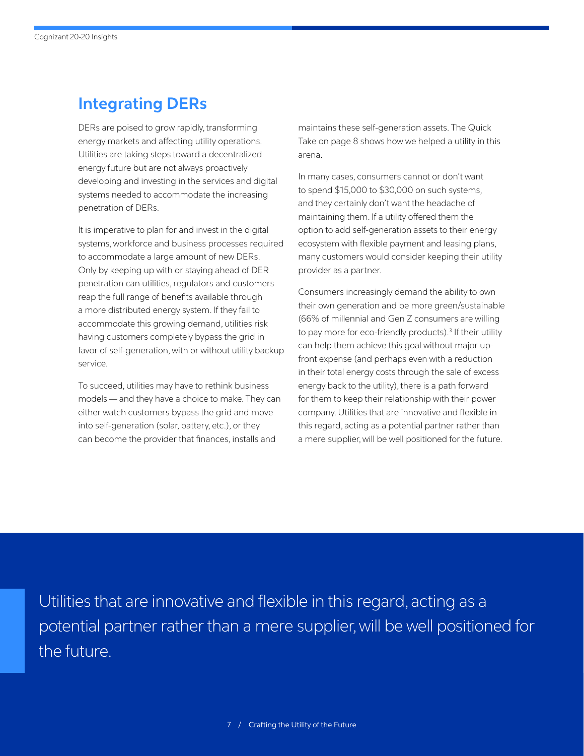## Integrating DERs

DERs are poised to grow rapidly, transforming energy markets and affecting utility operations. Utilities are taking steps toward a decentralized energy future but are not always proactively developing and investing in the services and digital systems needed to accommodate the increasing penetration of DERs.

It is imperative to plan for and invest in the digital systems, workforce and business processes required to accommodate a large amount of new DERs. Only by keeping up with or staying ahead of DER penetration can utilities, regulators and customers reap the full range of benefits available through a more distributed energy system. If they fail to accommodate this growing demand, utilities risk having customers completely bypass the grid in favor of self-generation, with or without utility backup service.

To succeed, utilities may have to rethink business models — and they have a choice to make. They can either watch customers bypass the grid and move into self-generation (solar, battery, etc.), or they can become the provider that finances, installs and maintains these self-generation assets. The Quick Take on page 8 shows how we helped a utility in this arena.

In many cases, consumers cannot or don't want to spend $15,000 to $30,000 on such systems, and they certainly don't want the headache of maintaining them. If a utility offered them the option to add self-generation assets to their energy ecosystem with flexible payment and leasing plans, many customers would consider keeping their utility provider as a partner.

Consumers increasingly demand the ability to own their own generation and be more green/sustainable (66% of millennial and Gen Z consumers are willing to pay more for eco-friendly products).[3] If their utility can help them achieve this goal without major up-front expense (and perhaps even with a reduction in their total energy costs through the sale of excess energy back to the utility), there is a path forward for them to keep their relationship with their power company. Utilities that are innovative and flexible in this regard, acting as a potential partner rather than a mere supplier, will be well positioned for the future.

> Utilities that are innovative and flexible in this regard, acting as a potential partner rather than a mere supplier, will be well positioned for the future.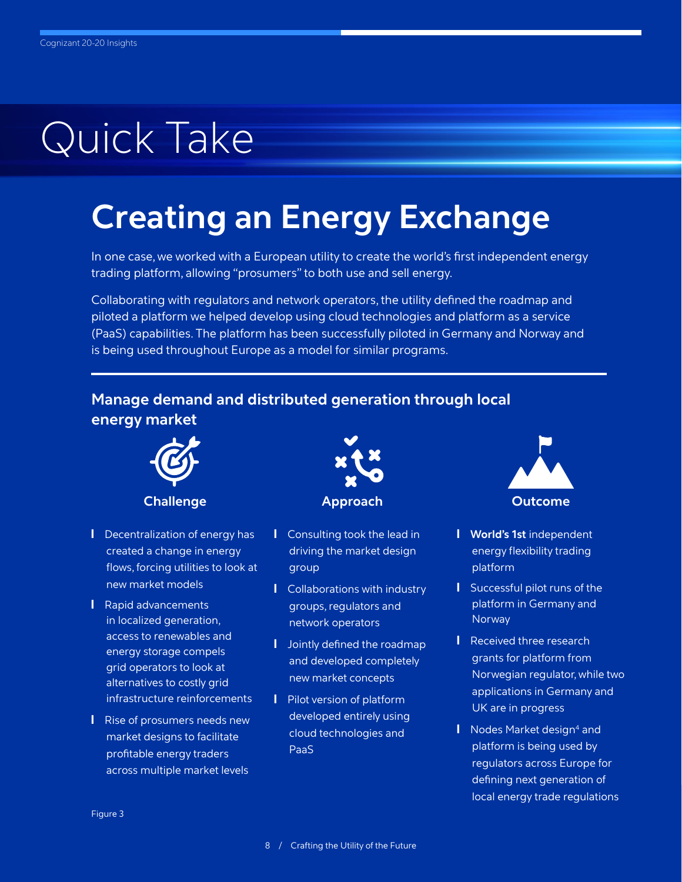# Quick Take

## Creating an Energy Exchange

In one case, we worked with a European utility to create the world's first independent energy trading platform, allowing "prosumers" to both use and sell energy.

Collaborating with regulators and network operators, the utility defined the roadmap and piloted a platform we helped develop using cloud technologies and platform as a service (PaaS) capabilities. The platform has been successfully piloted in Germany and Norway and is being used throughout Europe as a model for similar programs.

### Manage demand and distributed generation through local energy market

**Challenge**

- Decentralization of energy has created a change in energy flows, forcing utilities to look at new market models
- Rapid advancements in localized generation, access to renewables and energy storage compels grid operators to look at alternatives to costly grid infrastructure reinforcements
- Rise of prosumers needs new market designs to facilitate profitable energy traders across multiple market levels

**Approach**

- Consulting took the lead in driving the market design group
- Collaborations with industry groups, regulators and network operators
- Jointly defined the roadmap and developed completely new market concepts
- Pilot version of platform developed entirely using cloud technologies and PaaS

**Outcome**

- **World's 1st** independent energy flexibility trading platform
- Successful pilot runs of the platform in Germany and Norway
- Received three research grants for platform from Norwegian regulator, while two applications in Germany and UK are in progress
- Nodes Market design[4] and platform is being used by regulators across Europe for defining next generation of local energy trade regulations

Figure 3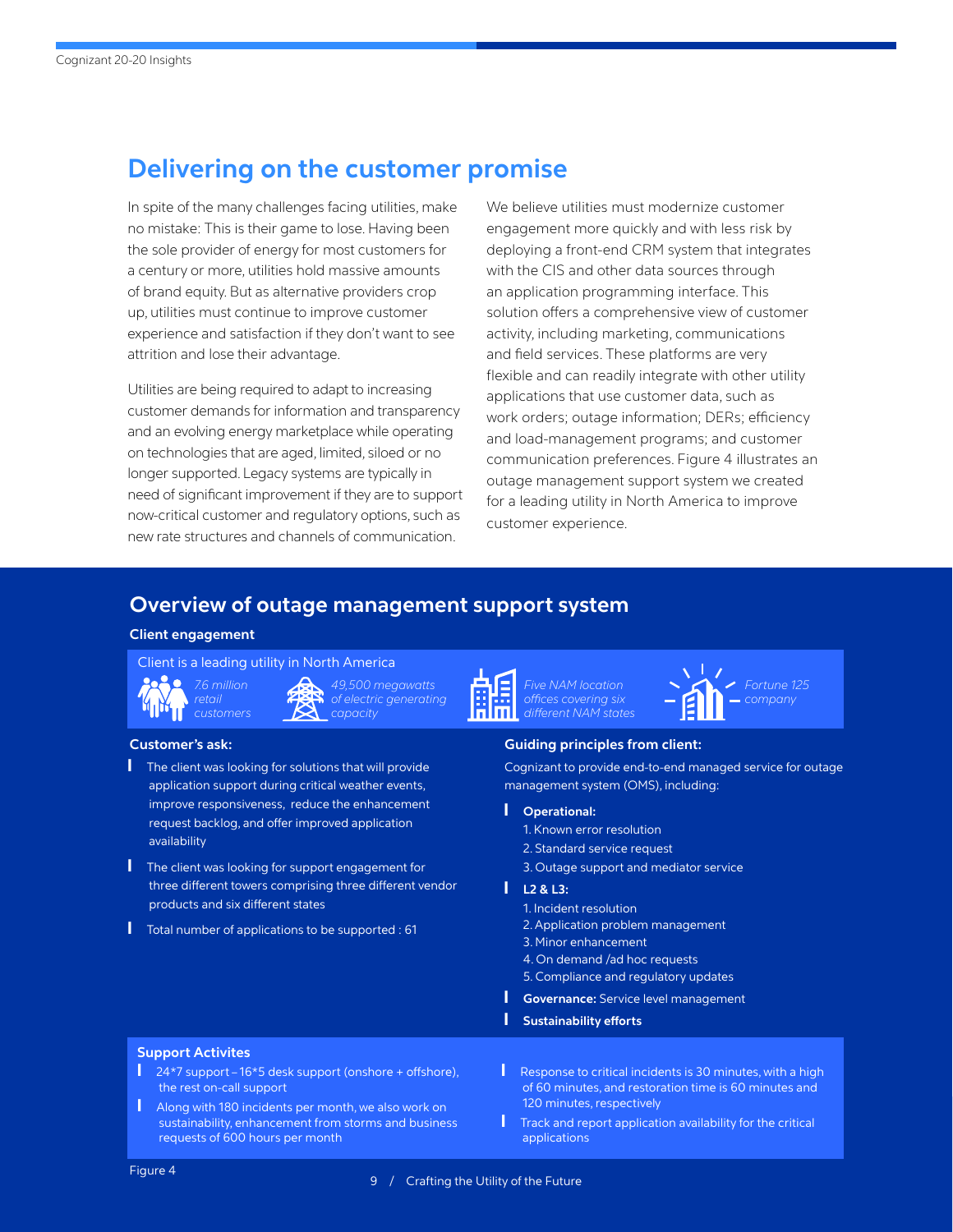## Delivering on the customer promise

In spite of the many challenges facing utilities, make no mistake: This is their game to lose. Having been the sole provider of energy for most customers for a century or more, utilities hold massive amounts of brand equity. But as alternative providers crop up, utilities must continue to improve customer experience and satisfaction if they don't want to see attrition and lose their advantage.

Utilities are being required to adapt to increasing customer demands for information and transparency and an evolving energy marketplace while operating on technologies that are aged, limited, siloed or no longer supported. Legacy systems are typically in need of significant improvement if they are to support now-critical customer and regulatory options, such as new rate structures and channels of communication.

We believe utilities must modernize customer engagement more quickly and with less risk by deploying a front-end CRM system that integrates with the CIS and other data sources through an application programming interface. This solution offers a comprehensive view of customer activity, including marketing, communications and field services. These platforms are very flexible and can readily integrate with other utility applications that use customer data, such as work orders; outage information; DERs; efficiency and load-management programs; and customer communication preferences. Figure 4 illustrates an outage management support system we created for a leading utility in North America to improve customer experience.

## Overview of outage management support system

### Client engagement

Client is a leading utility in North America

- *7.6 million retail customers*
- *49,500 megawatts of electric generating capacity*
- *Five NAM location offices covering six different NAM states*
- *Fortune 125 company*

**Customer's ask:**

- The client was looking for solutions that will provide application support during critical weather events, improve responsiveness, reduce the enhancement request backlog, and offer improved application availability
- The client was looking for support engagement for three different towers comprising three different vendor products and six different states
- Total number of applications to be supported : 61

**Guiding principles from client:**

Cognizant to provide end-to-end managed service for outage management system (OMS), including:

- **Operational:**
  1. Known error resolution
  2. Standard service request
  3. Outage support and mediator service
- **L2 & L3:**
  1. Incident resolution
  2. Application problem management
  3. Minor enhancement
  4. On demand /ad hoc requests
  5. Compliance and regulatory updates
- **Governance:** Service level management
- **Sustainability efforts**

**Support Activites**

- 24*7 support – 16*5 desk support (onshore + offshore), the rest on-call support
- Along with 180 incidents per month, we also work on sustainability, enhancement from storms and business requests of 600 hours per month
- Response to critical incidents is 30 minutes, with a high of 60 minutes, and restoration time is 60 minutes and 120 minutes, respectively
- Track and report application availability for the critical applications

Figure 4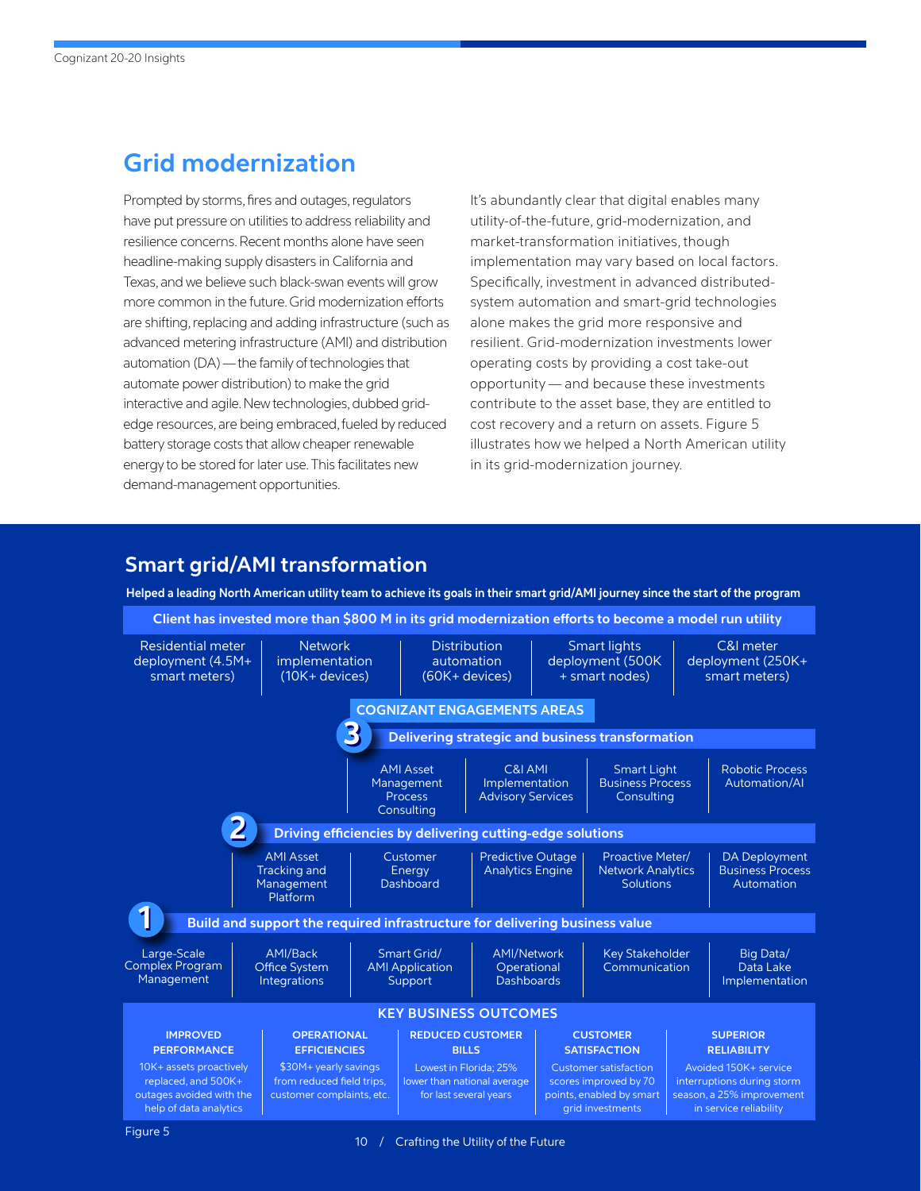## Grid modernization

Prompted by storms, fires and outages, regulators have put pressure on utilities to address reliability and resilience concerns. Recent months alone have seen headline-making supply disasters in California and Texas, and we believe such black-swan events will grow more common in the future. Grid modernization efforts are shifting, replacing and adding infrastructure (such as advanced metering infrastructure (AMI) and distribution automation (DA) — the family of technologies that automate power distribution) to make the grid interactive and agile. New technologies, dubbed grid-edge resources, are being embraced, fueled by reduced battery storage costs that allow cheaper renewable energy to be stored for later use. This facilitates new demand-management opportunities.

It's abundantly clear that digital enables many utility-of-the-future, grid-modernization, and market-transformation initiatives, though implementation may vary based on local factors. Specifically, investment in advanced distributed-system automation and smart-grid technologies alone makes the grid more responsive and resilient. Grid-modernization investments lower operating costs by providing a cost take-out opportunity — and because these investments contribute to the asset base, they are entitled to cost recovery and a return on assets. Figure 5 illustrates how we helped a North American utility in its grid-modernization journey.

### Smart grid/AMI transformation

**Helped a leading North American utility team to achieve its goals in their smart grid/AMI journey since the start of the program**

**Client has invested more than $800 M in its grid modernization efforts to become a model run utility**

| Residential meter deployment (4.5M+ smart meters) | Network implementation (10K+ devices) | Distribution automation (60K+ devices) | Smart lights deployment (500K + smart nodes) | C&I meter deployment (250K+ smart meters) |
|---|---|---|---|---|

**COGNIZANT ENGAGEMENTS AREAS**

**3 Delivering strategic and business transformation**

- AMI Asset Management Process Consulting
- C&I AMI Implementation Advisory Services
- Smart Light Business Process Consulting
- Robotic Process Automation/AI

**2 Driving efficiencies by delivering cutting-edge solutions**

- AMI Asset Tracking and Management Platform
- Customer Energy Dashboard
- Predictive Outage Analytics Engine
- Proactive Meter/ Network Analytics Solutions
- DA Deployment Business Process Automation

**1 Build and support the required infrastructure for delivering business value**

- Large-Scale Complex Program Management
- AMI/Back Office System Integrations
- Smart Grid/ AMI Application Support
- AMI/Network Operational Dashboards
- Key Stakeholder Communication
- Big Data/ Data Lake Implementation

**KEY BUSINESS OUTCOMES**

| IMPROVED PERFORMANCE | OPERATIONAL EFFICIENCIES | REDUCED CUSTOMER BILLS | CUSTOMER SATISFACTION | SUPERIOR RELIABILITY |
|---|---|---|---|---|
| 10K+ assets proactively replaced, and 500K+ outages avoided with the help of data analytics | $30M+ yearly savings from reduced field trips, customer complaints, etc. | Lowest in Florida; 25% lower than national average for last several years | Customer satisfaction scores improved by 70 points, enabled by smart grid investments | Avoided 150K+ service interruptions during storm season, a 25% improvement in service reliability |

Figure 5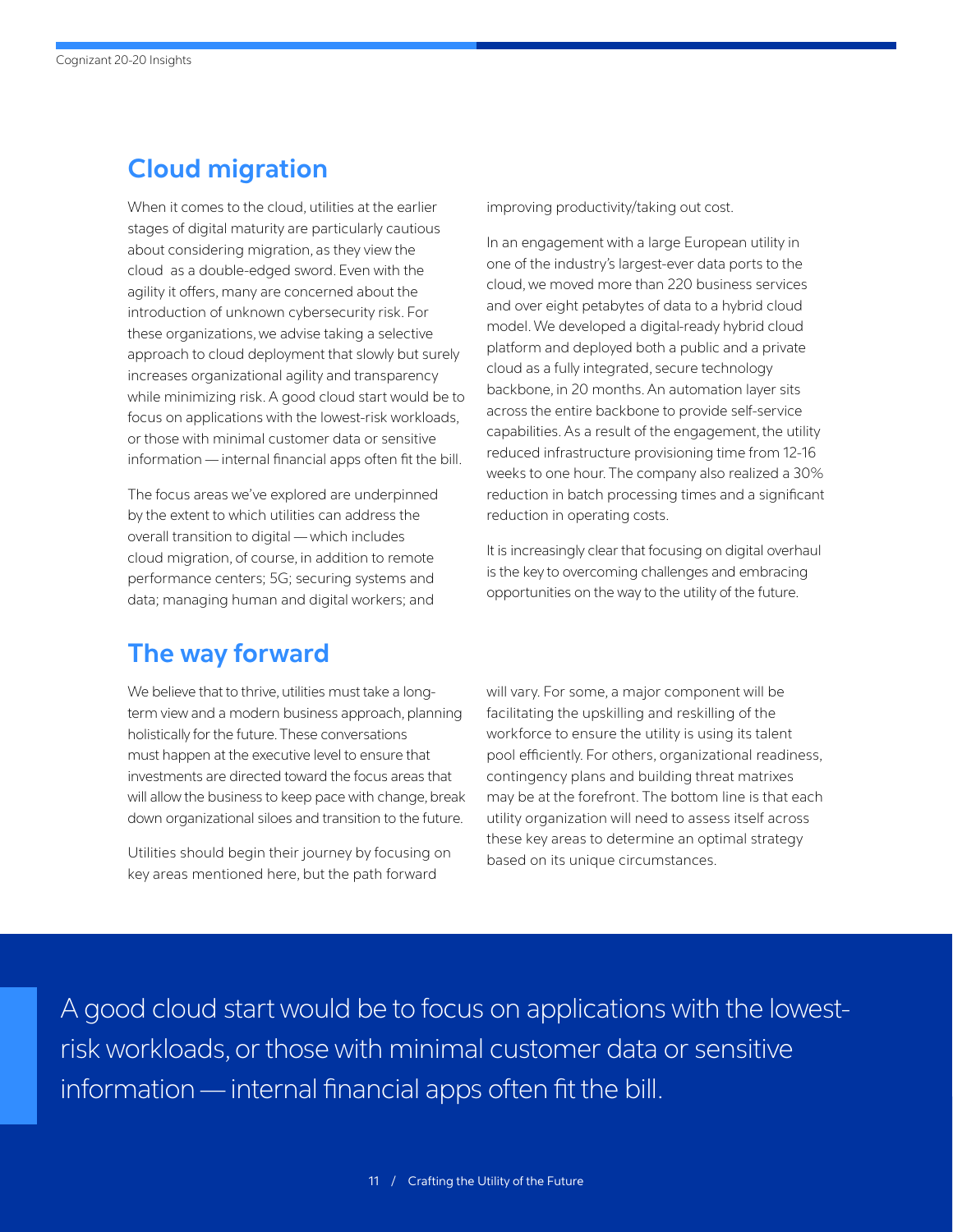## Cloud migration

When it comes to the cloud, utilities at the earlier stages of digital maturity are particularly cautious about considering migration, as they view the cloud as a double-edged sword. Even with the agility it offers, many are concerned about the introduction of unknown cybersecurity risk. For these organizations, we advise taking a selective approach to cloud deployment that slowly but surely increases organizational agility and transparency while minimizing risk. A good cloud start would be to focus on applications with the lowest-risk workloads, or those with minimal customer data or sensitive information — internal financial apps often fit the bill.

The focus areas we've explored are underpinned by the extent to which utilities can address the overall transition to digital — which includes cloud migration, of course, in addition to remote performance centers; 5G; securing systems and data; managing human and digital workers; and improving productivity/taking out cost.

In an engagement with a large European utility in one of the industry's largest-ever data ports to the cloud, we moved more than 220 business services and over eight petabytes of data to a hybrid cloud model. We developed a digital-ready hybrid cloud platform and deployed both a public and a private cloud as a fully integrated, secure technology backbone, in 20 months. An automation layer sits across the entire backbone to provide self-service capabilities. As a result of the engagement, the utility reduced infrastructure provisioning time from 12-16 weeks to one hour. The company also realized a 30% reduction in batch processing times and a significant reduction in operating costs.

It is increasingly clear that focusing on digital overhaul is the key to overcoming challenges and embracing opportunities on the way to the utility of the future.

## The way forward

We believe that to thrive, utilities must take a long-term view and a modern business approach, planning holistically for the future. These conversations must happen at the executive level to ensure that investments are directed toward the focus areas that will allow the business to keep pace with change, break down organizational siloes and transition to the future.

Utilities should begin their journey by focusing on key areas mentioned here, but the path forward will vary. For some, a major component will be facilitating the upskilling and reskilling of the workforce to ensure the utility is using its talent pool efficiently. For others, organizational readiness, contingency plans and building threat matrixes may be at the forefront. The bottom line is that each utility organization will need to assess itself across these key areas to determine an optimal strategy based on its unique circumstances.

> A good cloud start would be to focus on applications with the lowest-risk workloads, or those with minimal customer data or sensitive information — internal financial apps often fit the bill.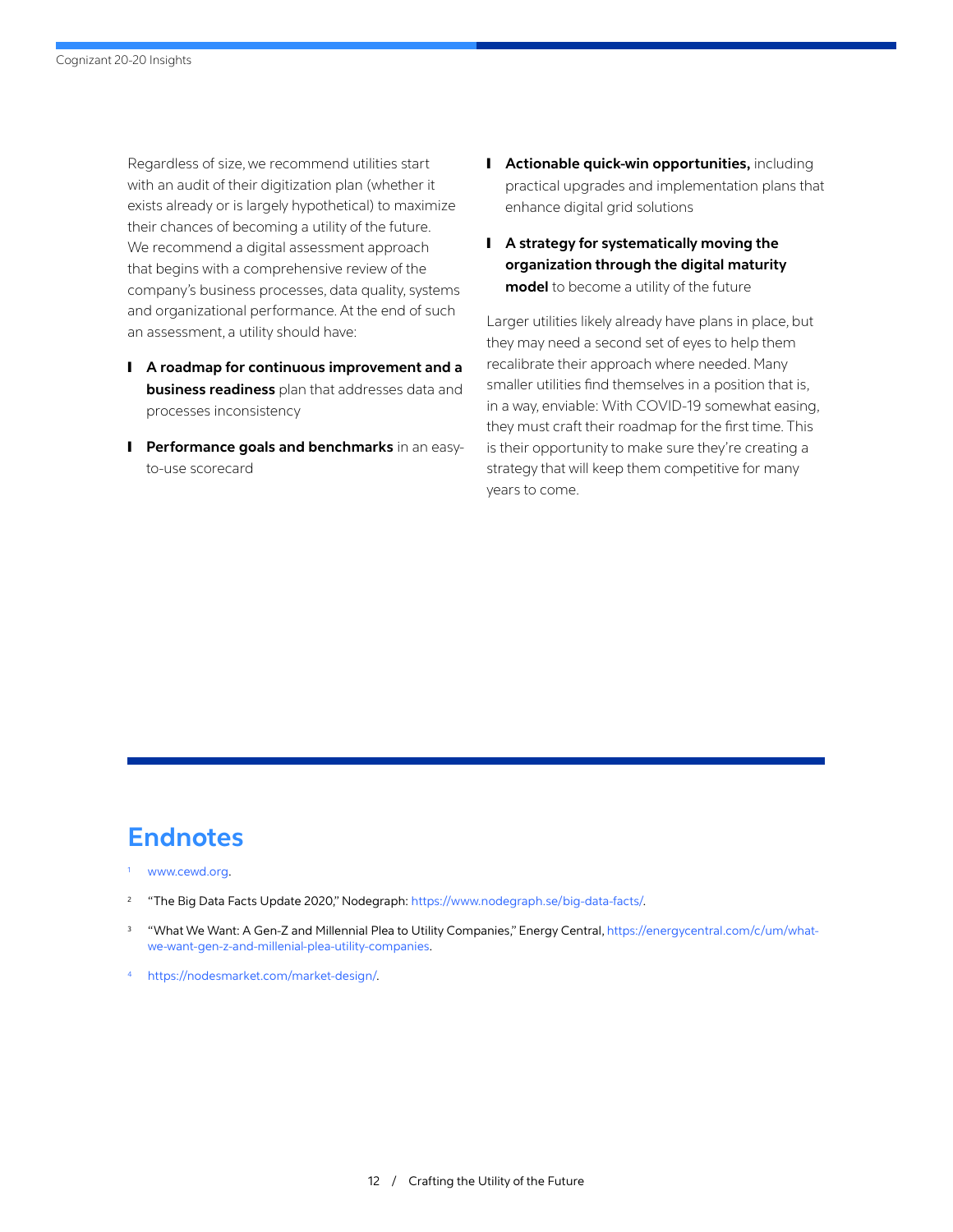Regardless of size, we recommend utilities start with an audit of their digitization plan (whether it exists already or is largely hypothetical) to maximize their chances of becoming a utility of the future. We recommend a digital assessment approach that begins with a comprehensive review of the company's business processes, data quality, systems and organizational performance. At the end of such an assessment, a utility should have:

- **A roadmap for continuous improvement and a business readiness** plan that addresses data and processes inconsistency
- **Performance goals and benchmarks** in an easy-to-use scorecard
- **Actionable quick-win opportunities,** including practical upgrades and implementation plans that enhance digital grid solutions
- **A strategy for systematically moving the organization through the digital maturity model** to become a utility of the future

Larger utilities likely already have plans in place, but they may need a second set of eyes to help them recalibrate their approach where needed. Many smaller utilities find themselves in a position that is, in a way, enviable: With COVID-19 somewhat easing, they must craft their roadmap for the first time. This is their opportunity to make sure they're creating a strategy that will keep them competitive for many years to come.

## Endnotes

1. www.cewd.org.
2. "The Big Data Facts Update 2020," Nodegraph: https://www.nodegraph.se/big-data-facts/.
3. "What We Want: A Gen-Z and Millennial Plea to Utility Companies," Energy Central, https://energycentral.com/c/um/what-we-want-gen-z-and-millenial-plea-utility-companies.
4. https://nodesmarket.com/market-design/.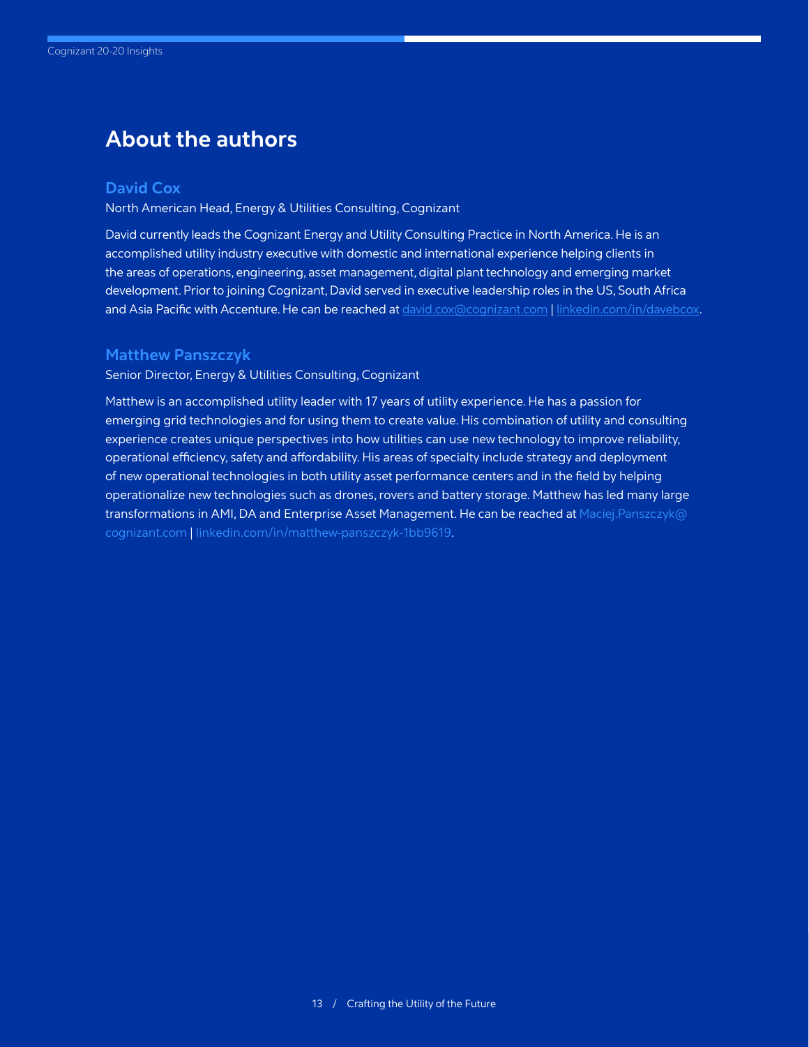## About the authors

### David Cox

North American Head, Energy & Utilities Consulting, Cognizant

David currently leads the Cognizant Energy and Utility Consulting Practice in North America. He is an accomplished utility industry executive with domestic and international experience helping clients in the areas of operations, engineering, asset management, digital plant technology and emerging market development. Prior to joining Cognizant, David served in executive leadership roles in the US, South Africa and Asia Pacific with Accenture. He can be reached at david.cox@cognizant.com | linkedin.com/in/davebcox.

### Matthew Panszczyk

Senior Director, Energy & Utilities Consulting, Cognizant

Matthew is an accomplished utility leader with 17 years of utility experience. He has a passion for emerging grid technologies and for using them to create value. His combination of utility and consulting experience creates unique perspectives into how utilities can use new technology to improve reliability, operational efficiency, safety and affordability. His areas of specialty include strategy and deployment of new operational technologies in both utility asset performance centers and in the field by helping operationalize new technologies such as drones, rovers and battery storage. Matthew has led many large transformations in AMI, DA and Enterprise Asset Management. He can be reached at Maciej.Panszczyk@cognizant.com | linkedin.com/in/matthew-panszczyk-1bb9619.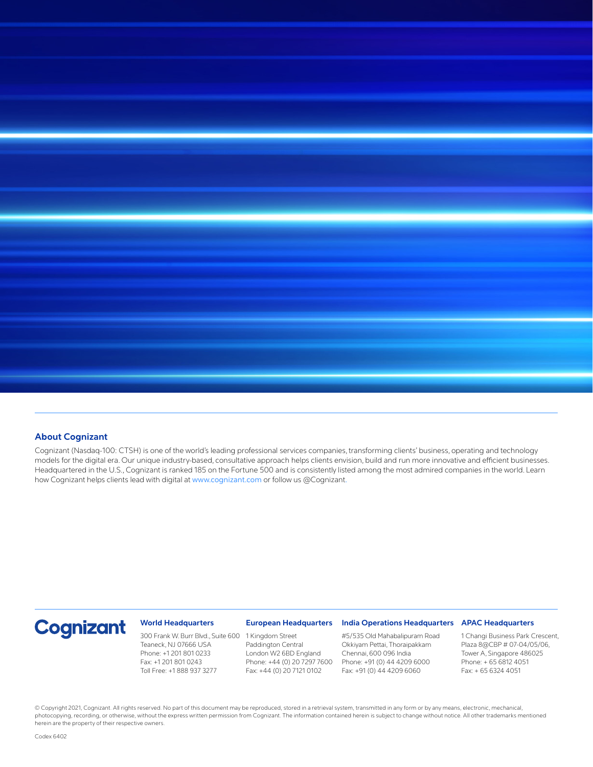## About Cognizant

Cognizant (Nasdaq-100: CTSH) is one of the world's leading professional services companies, transforming clients' business, operating and technology models for the digital era. Our unique industry-based, consultative approach helps clients envision, build and run more innovative and efficient businesses. Headquartered in the U.S., Cognizant is ranked 185 on the Fortune 500 and is consistently listed among the most admired companies in the world. Learn how Cognizant helps clients lead with digital at www.cognizant.com or follow us @Cognizant.

**Cognizant**

**World Headquarters**
300 Frank W. Burr Blvd., Suite 600
Teaneck, NJ 07666 USA
Phone: +1 201 801 0233
Fax: +1 201 801 0243
Toll Free: +1 888 937 3277

**European Headquarters**
1 Kingdom Street
Paddington Central
London W2 6BD England
Phone: +44 (0) 20 7297 7600
Fax: +44 (0) 20 7121 0102

**India Operations Headquarters**
#5/535 Old Mahabalipuram Road
Okkiyam Pettai, Thoraipakkam
Chennai, 600 096 India
Phone: +91 (0) 44 4209 6000
Fax: +91 (0) 44 4209 6060

**APAC Headquarters**
1 Changi Business Park Crescent,
Plaza 8@CBP # 07-04/05/06,
Tower A, Singapore 486025
Phone: + 65 6812 4051
Fax: + 65 6324 4051

© Copyright 2021, Cognizant. All rights reserved. No part of this document may be reproduced, stored in a retrieval system, transmitted in any form or by any means, electronic, mechanical, photocopying, recording, or otherwise, without the express written permission from Cognizant. The information contained herein is subject to change without notice. All other trademarks mentioned herein are the property of their respective owners.

Codex 6402